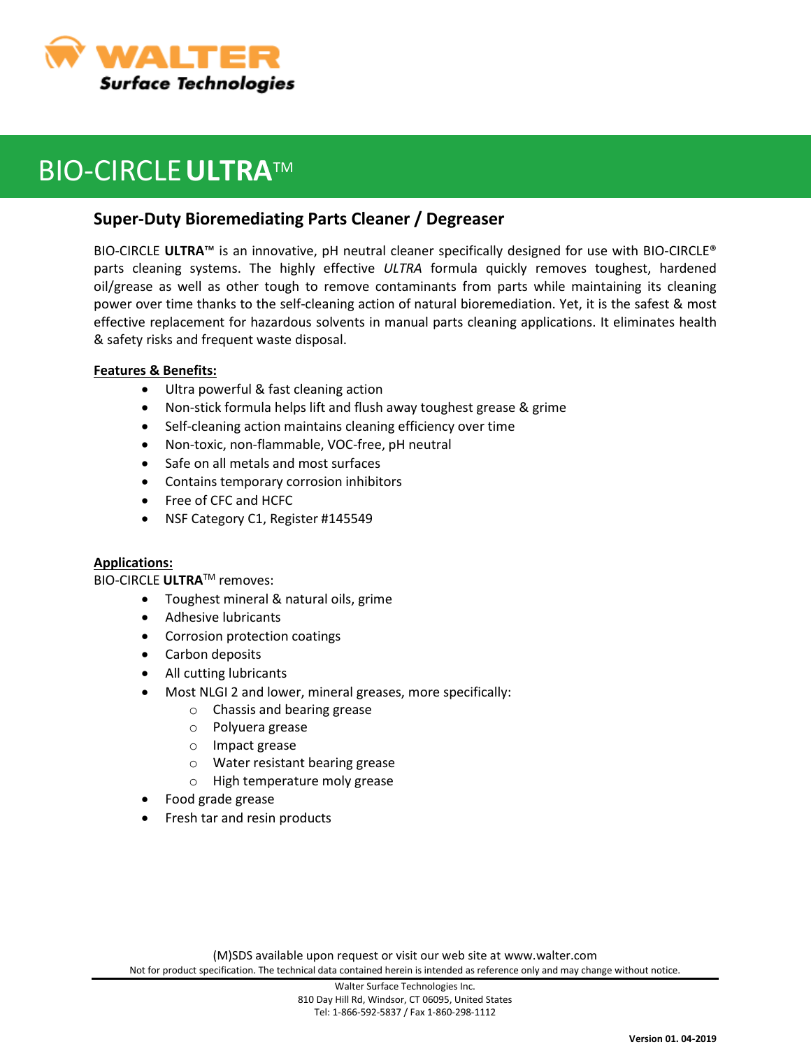WALTER
Surface Technologies

# BIO-CIRCLE **ULTRA**™

## Super-Duty Bioremediating Parts Cleaner / Degreaser

BIO-CIRCLE **ULTRA**™ is an innovative, pH neutral cleaner specifically designed for use with BIO-CIRCLE® parts cleaning systems. The highly effective *ULTRA* formula quickly removes toughest, hardened oil/grease as well as other tough to remove contaminants from parts while maintaining its cleaning power over time thanks to the self-cleaning action of natural bioremediation. Yet, it is the safest & most effective replacement for hazardous solvents in manual parts cleaning applications. It eliminates health & safety risks and frequent waste disposal.

**Features & Benefits:**

- Ultra powerful & fast cleaning action
- Non-stick formula helps lift and flush away toughest grease & grime
- Self-cleaning action maintains cleaning efficiency over time
- Non-toxic, non-flammable, VOC-free, pH neutral
- Safe on all metals and most surfaces
- Contains temporary corrosion inhibitors
- Free of CFC and HCFC
- NSF Category C1, Register #145549

**Applications:**

BIO-CIRCLE **ULTRA**™ removes:

- Toughest mineral & natural oils, grime
- Adhesive lubricants
- Corrosion protection coatings
- Carbon deposits
- All cutting lubricants
- Most NLGI 2 and lower, mineral greases, more specifically:
  - Chassis and bearing grease
  - Polyuera grease
  - Impact grease
  - Water resistant bearing grease
  - High temperature moly grease
- Food grade grease
- Fresh tar and resin products

(M)SDS available upon request or visit our web site at www.walter.com

Not for product specification. The technical data contained herein is intended as reference only and may change without notice.

Walter Surface Technologies Inc.
810 Day Hill Rd, Windsor, CT 06095, United States
Tel: 1-866-592-5837 / Fax 1-860-298-1112

**Version 01. 04-2019**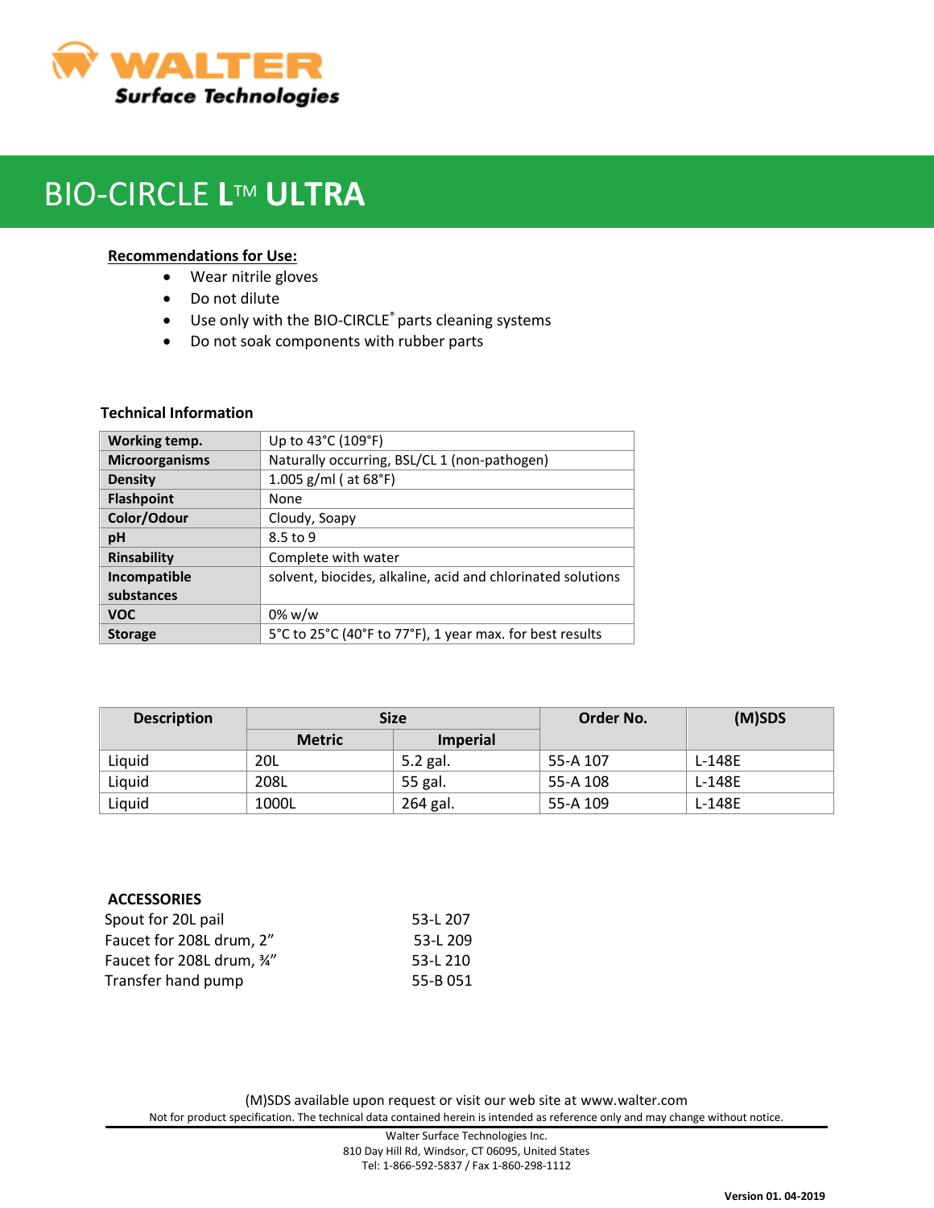WALTER
Surface Technologies

# BIO-CIRCLE L™ ULTRA

**Recommendations for Use:**

- Wear nitrile gloves
- Do not dilute
- Use only with the BIO-CIRCLE® parts cleaning systems
- Do not soak components with rubber parts

**Technical Information**

| | |
|---|---|
| **Working temp.** | Up to 43°C (109°F) |
| **Microorganisms** | Naturally occurring, BSL/CL 1 (non-pathogen) |
| **Density** | 1.005 g/ml ( at 68°F) |
| **Flashpoint** | None |
| **Color/Odour** | Cloudy, Soapy |
| **pH** | 8.5 to 9 |
| **Rinsability** | Complete with water |
| **Incompatible substances** | solvent, biocides, alkaline, acid and chlorinated solutions |
| **VOC** | 0% w/w |
| **Storage** | 5°C to 25°C (40°F to 77°F), 1 year max. for best results |

| Description | Size | | Order No. | (M)SDS |
|---|---|---|---|---|
| | Metric | Imperial | | |
| Liquid | 20L | 5.2 gal. | 55-A 107 | L-148E |
| Liquid | 208L | 55 gal. | 55-A 108 | L-148E |
| Liquid | 1000L | 264 gal. | 55-A 109 | L-148E |

**ACCESSORIES**

| | |
|---|---|
| Spout for 20L pail | 53-L 207 |
| Faucet for 208L drum, 2" | 53-L 209 |
| Faucet for 208L drum, ¾" | 53-L 210 |
| Transfer hand pump | 55-B 051 |

(M)SDS available upon request or visit our web site at www.walter.com

Not for product specification. The technical data contained herein is intended as reference only and may change without notice.

Walter Surface Technologies Inc.
810 Day Hill Rd, Windsor, CT 06095, United States
Tel: 1-866-592-5837 / Fax 1-860-298-1112

**Version 01. 04-2019**